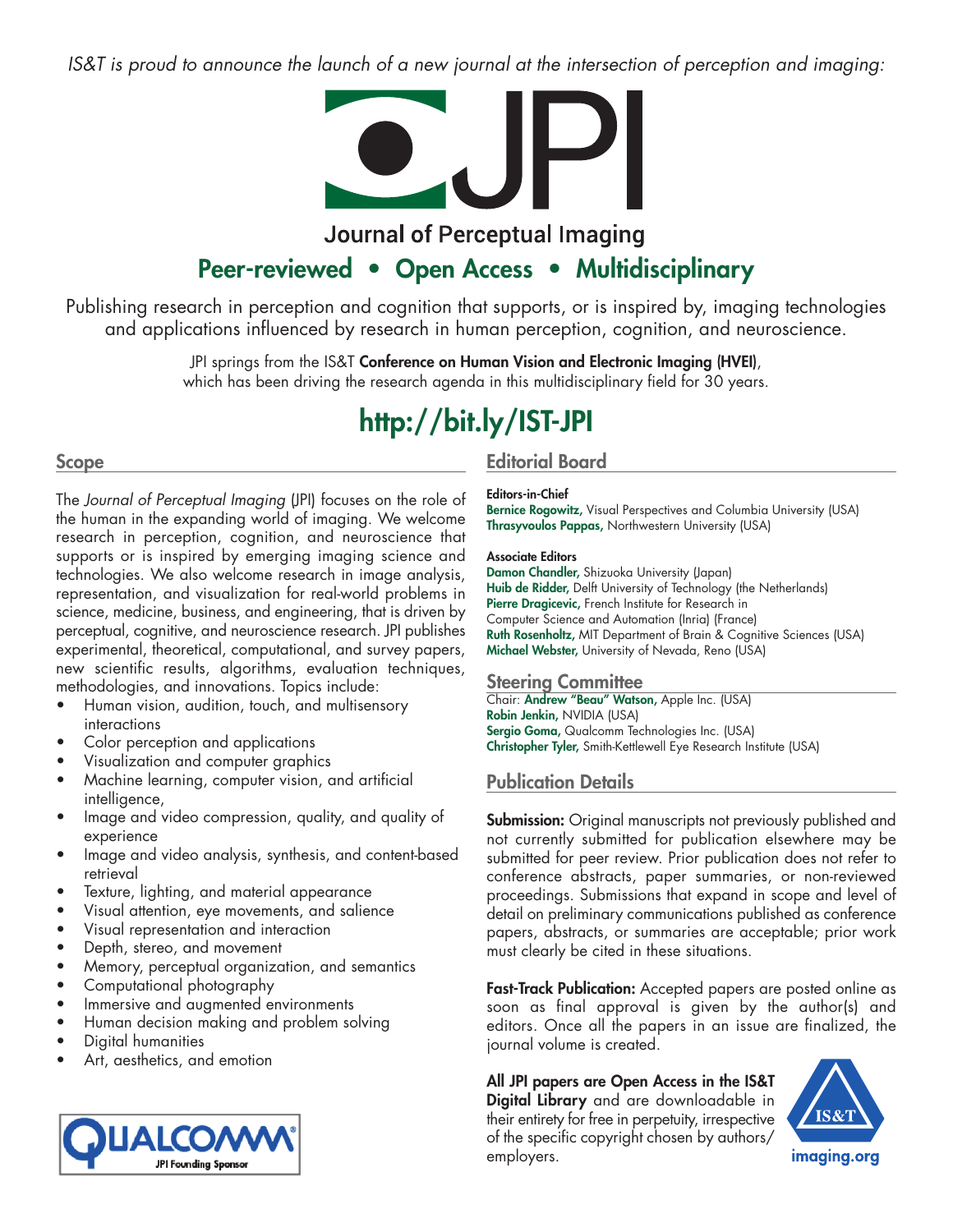*IS&T is proud to announce the launch of a new journal at the intersection of perception and imaging:*

# JPI

## Journal of Perceptual Imaging

**Peer-reviewed • Open Access • Multidisciplinary**

Publishing research in perception and cognition that supports, or is inspired by, imaging technologies and applications influenced by research in human perception, cognition, and neuroscience.

JPI springs from the IS&T **Conference on Human Vision and Electronic Imaging (HVEI)**, which has been driving the research agenda in this multidisciplinary field for 30 years.

**http://bit.ly/IST-JPI**

## Scope

The *Journal of Perceptual Imaging* (JPI) focuses on the role of the human in the expanding world of imaging. We welcome research in perception, cognition, and neuroscience that supports or is inspired by emerging imaging science and technologies. We also welcome research in image analysis, representation, and visualization for real-world problems in science, medicine, business, and engineering, that is driven by perceptual, cognitive, and neuroscience research. JPI publishes experimental, theoretical, computational, and survey papers, new scientific results, algorithms, evaluation techniques, methodologies, and innovations. Topics include:

- Human vision, audition, touch, and multisensory interactions
- Color perception and applications
- Visualization and computer graphics
- Machine learning, computer vision, and artificial intelligence,
- Image and video compression, quality, and quality of experience
- Image and video analysis, synthesis, and content-based retrieval
- Texture, lighting, and material appearance
- Visual attention, eye movements, and salience
- Visual representation and interaction
- Depth, stereo, and movement
- Memory, perceptual organization, and semantics
- Computational photography
- Immersive and augmented environments
- Human decision making and problem solving
- Digital humanities
- Art, aesthetics, and emotion

QUALCOMM® JPI Founding Sponsor

## Editorial Board

**Editors-in-Chief**
**Bernice Rogowitz,** Visual Perspectives and Columbia University (USA)
**Thrasyvoulos Pappas,** Northwestern University (USA)

**Associate Editors**
**Damon Chandler,** Shizuoka University (Japan)
**Huib de Ridder,** Delft University of Technology (the Netherlands)
**Pierre Dragicevic,** French Institute for Research in Computer Science and Automation (Inria) (France)
**Ruth Rosenholtz,** MIT Department of Brain & Cognitive Sciences (USA)
**Michael Webster,** University of Nevada, Reno (USA)

## Steering Committee

Chair: **Andrew "Beau" Watson,** Apple Inc. (USA)
**Robin Jenkin,** NVIDIA (USA)
**Sergio Goma,** Qualcomm Technologies Inc. (USA)
**Christopher Tyler,** Smith-Kettlewell Eye Research Institute (USA)

## Publication Details

**Submission:** Original manuscripts not previously published and not currently submitted for publication elsewhere may be submitted for peer review. Prior publication does not refer to conference abstracts, paper summaries, or non-reviewed proceedings. Submissions that expand in scope and level of detail on preliminary communications published as conference papers, abstracts, or summaries are acceptable; prior work must clearly be cited in these situations.

**Fast-Track Publication:** Accepted papers are posted online as soon as final approval is given by the author(s) and editors. Once all the papers in an issue are finalized, the journal volume is created.

**All JPI papers are Open Access in the IS&T Digital Library** and are downloadable in their entirety for free in perpetuity, irrespective of the specific copyright chosen by authors/ employers.

IS&T imaging.org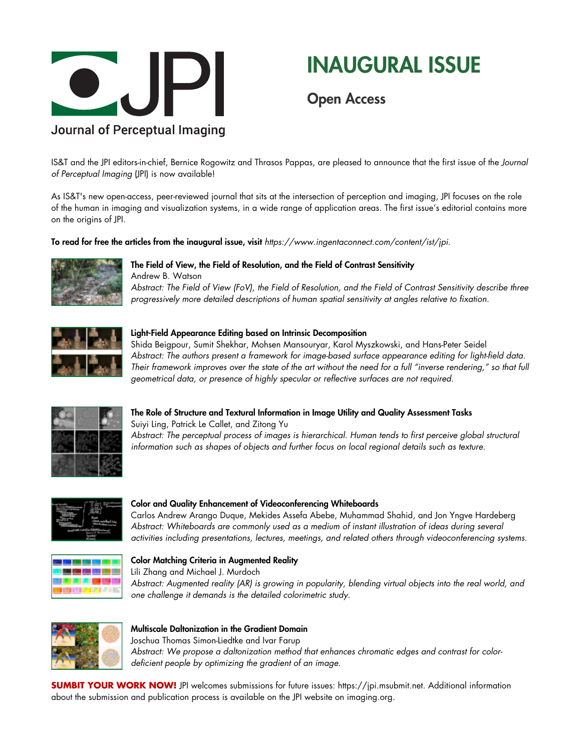# JPI

Journal of Perceptual Imaging

# INAUGURAL ISSUE

## Open Access

IS&T and the JPI editors-in-chief, Bernice Rogowitz and Thrasos Pappas, are pleased to announce that the first issue of the *Journal of Perceptual Imaging* (JPI) is now available!

As IS&T's new open-access, peer-reviewed journal that sits at the intersection of perception and imaging, JPI focuses on the role of the human in imaging and visualization systems, in a wide range of application areas. The first issue's editorial contains more on the origins of JPI.

**To read for free the articles from the inaugural issue, visit** *https://www.ingentaconnect.com/content/ist/jpi.*

**The Field of View, the Field of Resolution, and the Field of Contrast Sensitivity**
Andrew B. Watson
*Abstract: The Field of View (FoV), the Field of Resolution, and the Field of Contrast Sensitivity describe three progressively more detailed descriptions of human spatial sensitivity at angles relative to fixation.*

**Light-Field Appearance Editing based on Intrinsic Decomposition**
Shida Beigpour, Sumit Shekhar, Mohsen Mansouryar, Karol Myszkowski, and Hans-Peter Seidel
*Abstract: The authors present a framework for image-based surface appearance editing for light-field data. Their framework improves over the state of the art without the need for a full "inverse rendering," so that full geometrical data, or presence of highly specular or reflective surfaces are not required.*

**The Role of Structure and Textural Information in Image Utility and Quality Assessment Tasks**
Suiyi Ling, Patrick Le Callet, and Zitong Yu
*Abstract: The perceptual process of images is hierarchical. Human tends to first perceive global structural information such as shapes of objects and further focus on local regional details such as texture.*

**Color and Quality Enhancement of Videoconferencing Whiteboards**
Carlos Andrew Arango Duque, Mekides Assefa Abebe, Muhammad Shahid, and Jon Yngve Hardeberg
*Abstract: Whiteboards are commonly used as a medium of instant illustration of ideas during several activities including presentations, lectures, meetings, and related others through videoconferencing systems.*

**Color Matching Criteria in Augmented Reality**
Lili Zhang and Michael J. Murdoch
*Abstract: Augmented reality (AR) is growing in popularity, blending virtual objects into the real world, and one challenge it demands is the detailed colorimetric study.*

**Multiscale Daltonization in the Gradient Domain**
Joschua Thomas Simon-Liedtke and Ivar Farup
*Abstract: We propose a daltonization method that enhances chromatic edges and contrast for color-deficient people by optimizing the gradient of an image.*

**SUMBIT YOUR WORK NOW!** JPI welcomes submissions for future issues: https://jpi.msubmit.net. Additional information about the submission and publication process is available on the JPI website on imaging.org.